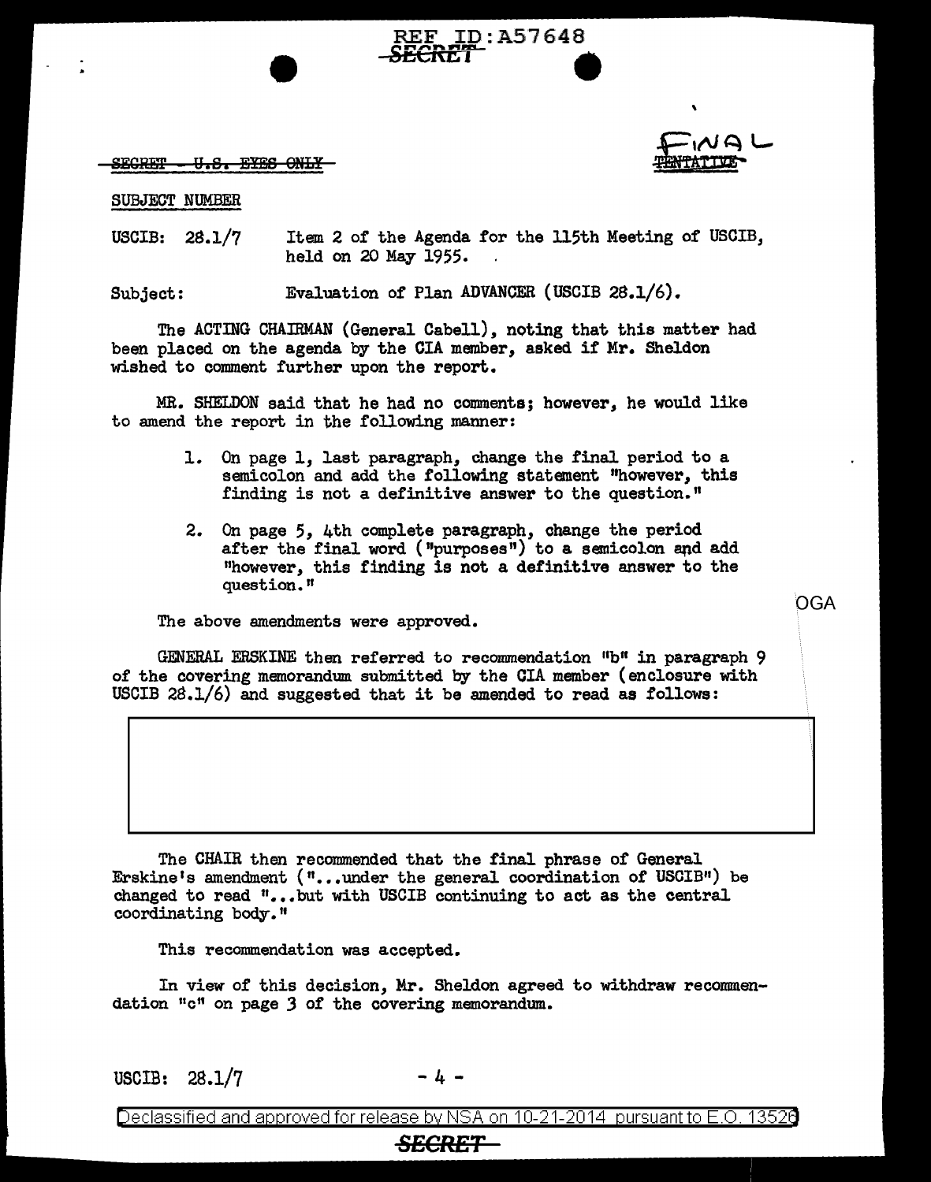REF ID:A57648
~~SECRET~~

~~SECRET - U.S. EYES ONLY~~

FINAL
~~TENTATIVE~~

SUBJECT NUMBER

USCIB: 28.1/7 Item 2 of the Agenda for the 115th Meeting of USCIB, held on 20 May 1955.

Subject: Evaluation of Plan ADVANCER (USCIB 28.1/6).

The ACTING CHAIRMAN (General Cabell), noting that this matter had been placed on the agenda by the CIA member, asked if Mr. Sheldon wished to comment further upon the report.

MR. SHELDON said that he had no comments; however, he would like to amend the report in the following manner:

1. On page 1, last paragraph, change the final period to a semicolon and add the following statement "however, this finding is not a definitive answer to the question."
2. On page 5, 4th complete paragraph, change the period after the final word ("purposes") to a semicolon and add "however, this finding is not a definitive answer to the question."

The above amendments were approved.

OGA

GENERAL ERSKINE then referred to recommendation "b" in paragraph 9 of the covering memorandum submitted by the CIA member (enclosure with USCIB 28.1/6) and suggested that it be amended to read as follows:

The CHAIR then recommended that the final phrase of General Erskine's amendment ("...under the general coordination of USCIB") be changed to read "...but with USCIB continuing to act as the central coordinating body."

This recommendation was accepted.

In view of this decision, Mr. Sheldon agreed to withdraw recommendation "c" on page 3 of the covering memorandum.

USCIB: 28.1/7

Declassified and approved for release by NSA on 10-21-2014 pursuant to E.O. 13526

~~SECRET~~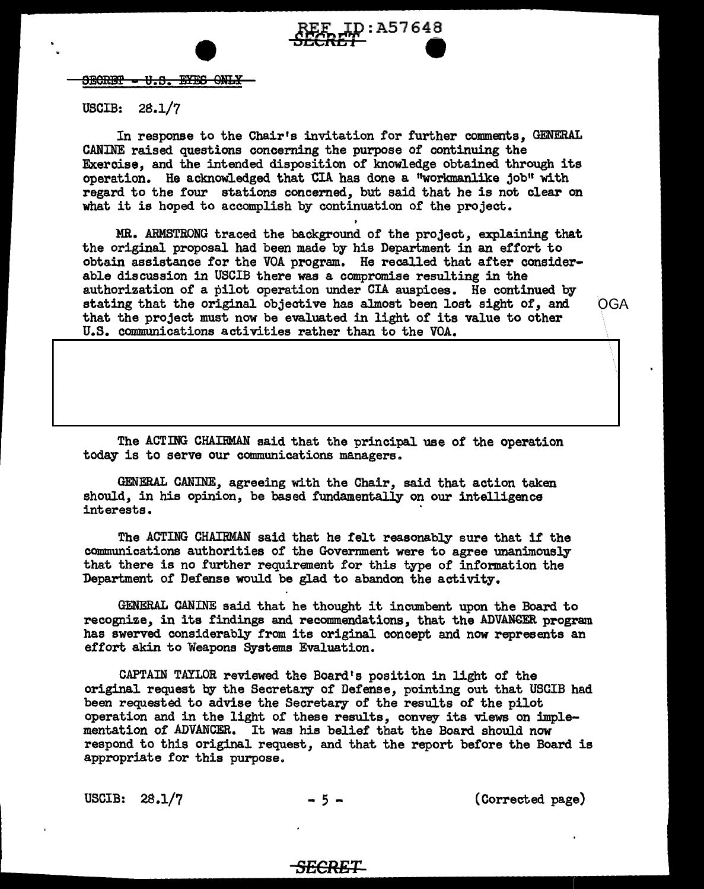SECRET - U.S. EYES ONLY

USCIB: 28.1/7

In response to the Chair's invitation for further comments, GENERAL CANINE raised questions concerning the purpose of continuing the Exercise, and the intended disposition of knowledge obtained through its operation. He acknowledged that CIA has done a "workmanlike job" with regard to the four stations concerned, but said that he is not clear on what it is hoped to accomplish by continuation of the project.

MR. ARMSTRONG traced the background of the project, explaining that the original proposal had been made by his Department in an effort to obtain assistance for the VOA program. He recalled that after considerable discussion in USCIB there was a compromise resulting in the authorization of a pilot operation under CIA auspices. He continued by stating that the original objective has almost been lost sight of, and that the project must now be evaluated in light of its value to other U.S. communications activities rather than to the VOA.

OGA

The ACTING CHAIRMAN said that the principal use of the operation today is to serve our communications managers.

GENERAL CANINE, agreeing with the Chair, said that action taken should, in his opinion, be based fundamentally on our intelligence interests.

The ACTING CHAIRMAN said that he felt reasonably sure that if the communications authorities of the Government were to agree unanimously that there is no further requirement for this type of information the Department of Defense would be glad to abandon the activity.

GENERAL CANINE said that he thought it incumbent upon the Board to recognize, in its findings and recommendations, that the ADVANCER program has swerved considerably from its original concept and now represents an effort akin to Weapons Systems Evaluation.

CAPTAIN TAYLOR reviewed the Board's position in light of the original request by the Secretary of Defense, pointing out that USCIB had been requested to advise the Secretary of the results of the pilot operation and in the light of these results, convey its views on implementation of ADVANCER. It was his belief that the Board should now respond to this original request, and that the report before the Board is appropriate for this purpose.

USCIB: 28.1/7 (Corrected page)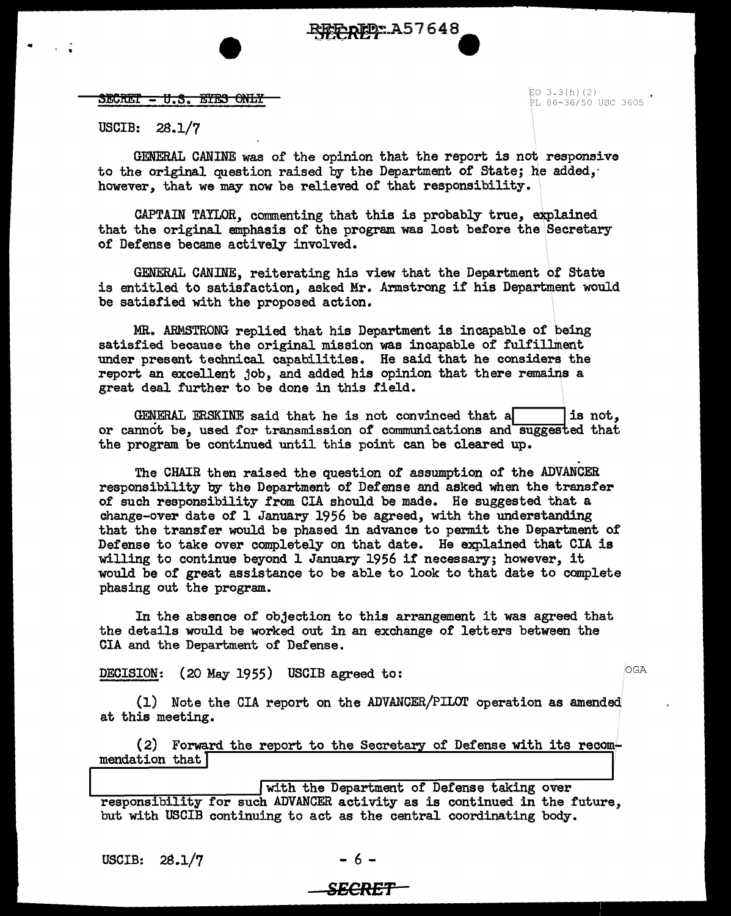SECRET - U.S. EYES ONLY

EO 3.3(h)(2)
PL 86-36/50 USC 3605

USCIB: 28.1/7

GENERAL CANINE was of the opinion that the report is not responsive to the original question raised by the Department of State; he added, however, that we may now be relieved of that responsibility.

CAPTAIN TAYLOR, commenting that this is probably true, explained that the original emphasis of the program was lost before the Secretary of Defense became actively involved.

GENERAL CANINE, reiterating his view that the Department of State is entitled to satisfaction, asked Mr. Armstrong if his Department would be satisfied with the proposed action.

MR. ARMSTRONG replied that his Department is incapable of being satisfied because the original mission was incapable of fulfillment under present technical capabilities. He said that he considers the report an excellent job, and added his opinion that there remains a great deal further to be done in this field.

GENERAL ERSKINE said that he is not convinced that a [ ] is not, or cannot be, used for transmission of communications and suggested that the program be continued until this point can be cleared up.

The CHAIR then raised the question of assumption of the ADVANCER responsibility by the Department of Defense and asked when the transfer of such responsibility from CIA should be made. He suggested that a change-over date of 1 January 1956 be agreed, with the understanding that the transfer would be phased in advance to permit the Department of Defense to take over completely on that date. He explained that CIA is willing to continue beyond 1 January 1956 if necessary; however, it would be of great assistance to be able to look to that date to complete phasing out the program.

In the absence of objection to this arrangement it was agreed that the details would be worked out in an exchange of letters between the CIA and the Department of Defense.

DECISION: (20 May 1955) USCIB agreed to:

OGA

(1) Note the CIA report on the ADVANCER/PILOT operation as amended at this meeting.

(2) Forward the report to the Secretary of Defense with its recommendation that [ ] with the Department of Defense taking over responsibility for such ADVANCER activity as is continued in the future, but with USCIB continuing to act as the central coordinating body.

USCIB: 28.1/7

SECRET